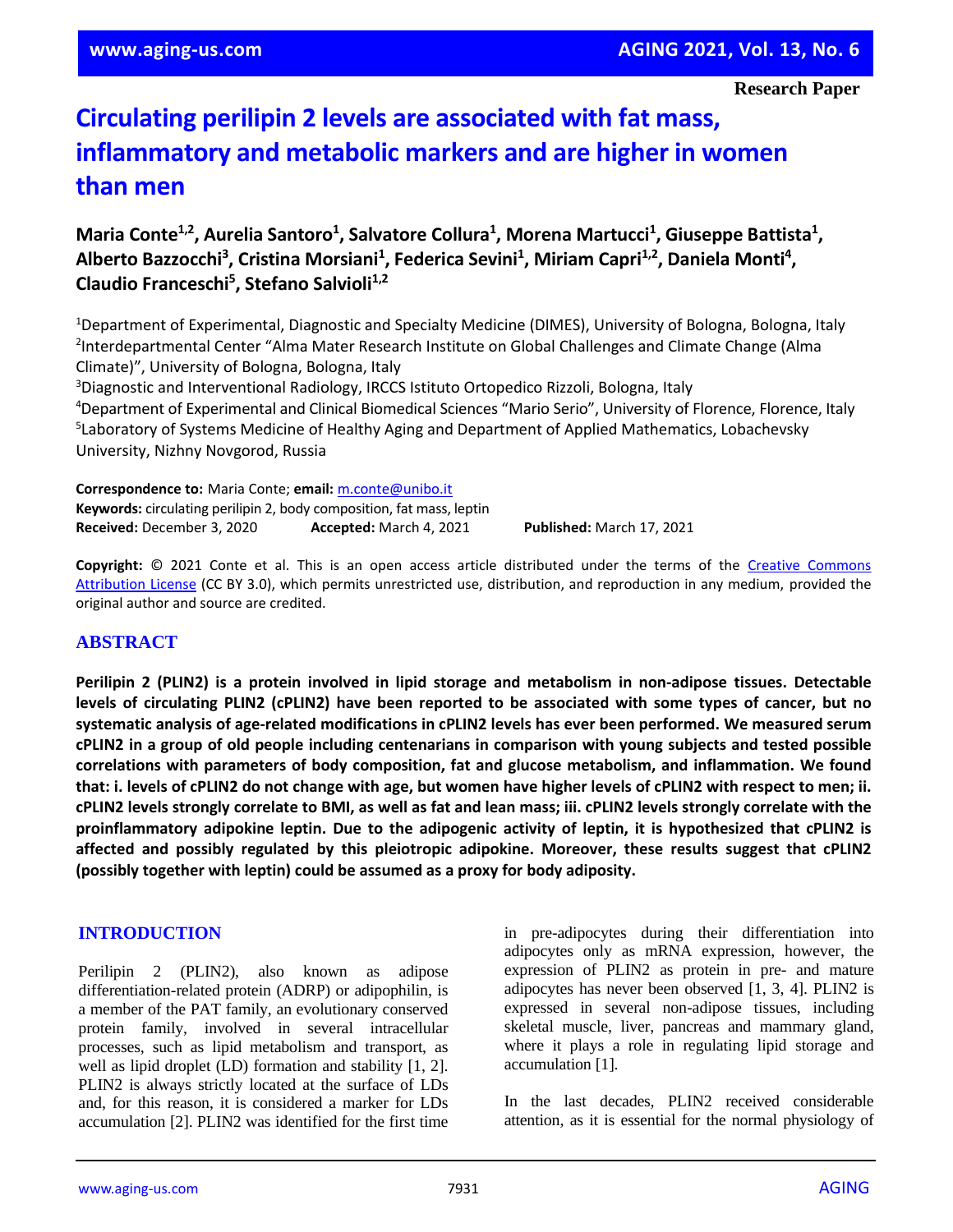Research Paper

# Circulating perilipin 2 levels are associated with fat mass, inflammatory and metabolic markers and are higher in women than men

**Maria Conte[1,2], Aurelia Santoro[1], Salvatore Collura[1], Morena Martucci[1], Giuseppe Battista[1], Alberto Bazzocchi[3], Cristina Morsiani[1], Federica Sevini[1], Miriam Capri[1,2], Daniela Monti[4], Claudio Franceschi[5], Stefano Salvioli[1,2]**

[1]Department of Experimental, Diagnostic and Specialty Medicine (DIMES), University of Bologna, Bologna, Italy
[2]Interdepartmental Center "Alma Mater Research Institute on Global Challenges and Climate Change (Alma Climate)", University of Bologna, Bologna, Italy
[3]Diagnostic and Interventional Radiology, IRCCS Istituto Ortopedico Rizzoli, Bologna, Italy
[4]Department of Experimental and Clinical Biomedical Sciences "Mario Serio", University of Florence, Florence, Italy
[5]Laboratory of Systems Medicine of Healthy Aging and Department of Applied Mathematics, Lobachevsky University, Nizhny Novgorod, Russia

**Correspondence to:** Maria Conte; **email:** m.conte@unibo.it
**Keywords:** circulating perilipin 2, body composition, fat mass, leptin
**Received:** December 3, 2020 **Accepted:** March 4, 2021 **Published:** March 17, 2021

**Copyright:** © 2021 Conte et al. This is an open access article distributed under the terms of the Creative Commons Attribution License (CC BY 3.0), which permits unrestricted use, distribution, and reproduction in any medium, provided the original author and source are credited.

## ABSTRACT

**Perilipin 2 (PLIN2) is a protein involved in lipid storage and metabolism in non-adipose tissues. Detectable levels of circulating PLIN2 (cPLIN2) have been reported to be associated with some types of cancer, but no systematic analysis of age-related modifications in cPLIN2 levels has ever been performed. We measured serum cPLIN2 in a group of old people including centenarians in comparison with young subjects and tested possible correlations with parameters of body composition, fat and glucose metabolism, and inflammation. We found that: i. levels of cPLIN2 do not change with age, but women have higher levels of cPLIN2 with respect to men; ii. cPLIN2 levels strongly correlate to BMI, as well as fat and lean mass; iii. cPLIN2 levels strongly correlate with the proinflammatory adipokine leptin. Due to the adipogenic activity of leptin, it is hypothesized that cPLIN2 is affected and possibly regulated by this pleiotropic adipokine. Moreover, these results suggest that cPLIN2 (possibly together with leptin) could be assumed as a proxy for body adiposity.**

## INTRODUCTION

Perilipin 2 (PLIN2), also known as adipose differentiation-related protein (ADRP) or adipophilin, is a member of the PAT family, an evolutionary conserved protein family, involved in several intracellular processes, such as lipid metabolism and transport, as well as lipid droplet (LD) formation and stability [1, 2]. PLIN2 is always strictly located at the surface of LDs and, for this reason, it is considered a marker for LDs accumulation [2]. PLIN2 was identified for the first time in pre-adipocytes during their differentiation into adipocytes only as mRNA expression, however, the expression of PLIN2 as protein in pre- and mature adipocytes has never been observed [1, 3, 4]. PLIN2 is expressed in several non-adipose tissues, including skeletal muscle, liver, pancreas and mammary gland, where it plays a role in regulating lipid storage and accumulation [1].

In the last decades, PLIN2 received considerable attention, as it is essential for the normal physiology of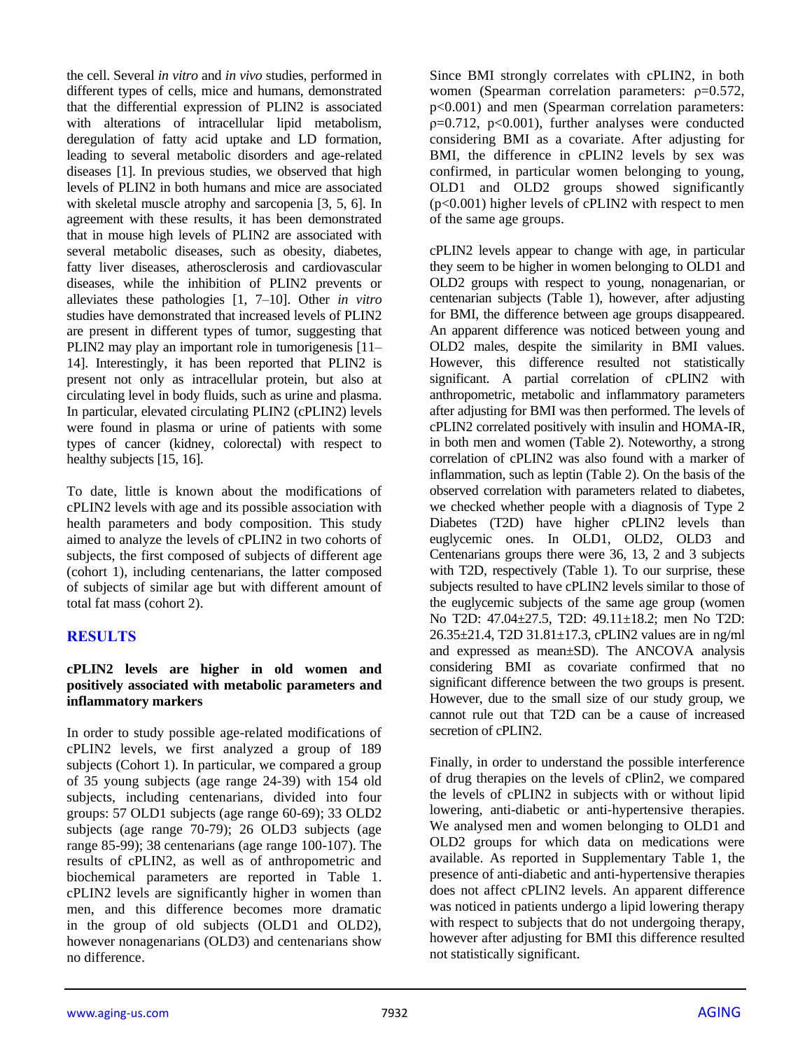the cell. Several *in vitro* and *in vivo* studies, performed in different types of cells, mice and humans, demonstrated that the differential expression of PLIN2 is associated with alterations of intracellular lipid metabolism, deregulation of fatty acid uptake and LD formation, leading to several metabolic disorders and age-related diseases [1]. In previous studies, we observed that high levels of PLIN2 in both humans and mice are associated with skeletal muscle atrophy and sarcopenia [3, 5, 6]. In agreement with these results, it has been demonstrated that in mouse high levels of PLIN2 are associated with several metabolic diseases, such as obesity, diabetes, fatty liver diseases, atherosclerosis and cardiovascular diseases, while the inhibition of PLIN2 prevents or alleviates these pathologies [1, 7–10]. Other *in vitro* studies have demonstrated that increased levels of PLIN2 are present in different types of tumor, suggesting that PLIN2 may play an important role in tumorigenesis [11–14]. Interestingly, it has been reported that PLIN2 is present not only as intracellular protein, but also at circulating level in body fluids, such as urine and plasma. In particular, elevated circulating PLIN2 (cPLIN2) levels were found in plasma or urine of patients with some types of cancer (kidney, colorectal) with respect to healthy subjects [15, 16].

To date, little is known about the modifications of cPLIN2 levels with age and its possible association with health parameters and body composition. This study aimed to analyze the levels of cPLIN2 in two cohorts of subjects, the first composed of subjects of different age (cohort 1), including centenarians, the latter composed of subjects of similar age but with different amount of total fat mass (cohort 2).

## RESULTS

### cPLIN2 levels are higher in old women and positively associated with metabolic parameters and inflammatory markers

In order to study possible age-related modifications of cPLIN2 levels, we first analyzed a group of 189 subjects (Cohort 1). In particular, we compared a group of 35 young subjects (age range 24-39) with 154 old subjects, including centenarians, divided into four groups: 57 OLD1 subjects (age range 60-69); 33 OLD2 subjects (age range 70-79); 26 OLD3 subjects (age range 85-99); 38 centenarians (age range 100-107). The results of cPLIN2, as well as of anthropometric and biochemical parameters are reported in Table 1. cPLIN2 levels are significantly higher in women than men, and this difference becomes more dramatic in the group of old subjects (OLD1 and OLD2), however nonagenarians (OLD3) and centenarians show no difference.

Since BMI strongly correlates with cPLIN2, in both women (Spearman correlation parameters: $\rho=0.572$, $p<0.001$) and men (Spearman correlation parameters: $\rho=0.712$, $p<0.001$), further analyses were conducted considering BMI as a covariate. After adjusting for BMI, the difference in cPLIN2 levels by sex was confirmed, in particular women belonging to young, OLD1 and OLD2 groups showed significantly ($p<0.001$) higher levels of cPLIN2 with respect to men of the same age groups.

cPLIN2 levels appear to change with age, in particular they seem to be higher in women belonging to OLD1 and OLD2 groups with respect to young, nonagenarian, or centenarian subjects (Table 1), however, after adjusting for BMI, the difference between age groups disappeared. An apparent difference was noticed between young and OLD2 males, despite the similarity in BMI values. However, this difference resulted not statistically significant. A partial correlation of cPLIN2 with anthropometric, metabolic and inflammatory parameters after adjusting for BMI was then performed. The levels of cPLIN2 correlated positively with insulin and HOMA-IR, in both men and women (Table 2). Noteworthy, a strong correlation of cPLIN2 was also found with a marker of inflammation, such as leptin (Table 2). On the basis of the observed correlation with parameters related to diabetes, we checked whether people with a diagnosis of Type 2 Diabetes (T2D) have higher cPLIN2 levels than euglycemic ones. In OLD1, OLD2, OLD3 and Centenarians groups there were 36, 13, 2 and 3 subjects with T2D, respectively (Table 1). To our surprise, these subjects resulted to have cPLIN2 levels similar to those of the euglycemic subjects of the same age group (women No T2D: 47.04±27.5, T2D: 49.11±18.2; men No T2D: 26.35±21.4, T2D 31.81±17.3, cPLIN2 values are in ng/ml and expressed as mean±SD). The ANCOVA analysis considering BMI as covariate confirmed that no significant difference between the two groups is present. However, due to the small size of our study group, we cannot rule out that T2D can be a cause of increased secretion of cPLIN2.

Finally, in order to understand the possible interference of drug therapies on the levels of cPlin2, we compared the levels of cPLIN2 in subjects with or without lipid lowering, anti-diabetic or anti-hypertensive therapies. We analysed men and women belonging to OLD1 and OLD2 groups for which data on medications were available. As reported in Supplementary Table 1, the presence of anti-diabetic and anti-hypertensive therapies does not affect cPLIN2 levels. An apparent difference was noticed in patients undergo a lipid lowering therapy with respect to subjects that do not undergoing therapy, however after adjusting for BMI this difference resulted not statistically significant.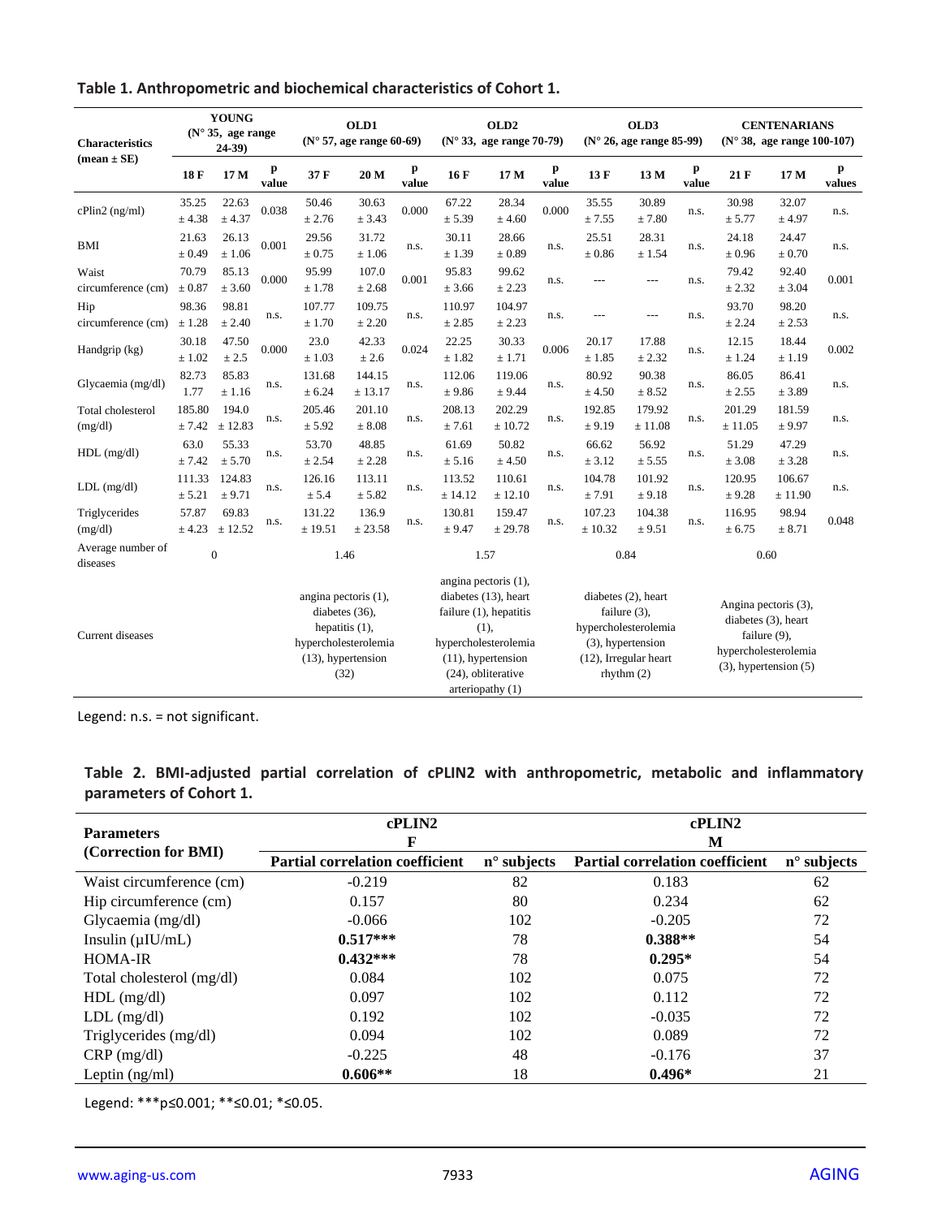**Table 1. Anthropometric and biochemical characteristics of Cohort 1.**

| Characteristics (mean ± SE) | YOUNG (N° 35, age range 24-39) | | | OLD1 (N° 57, age range 60-69) | | | OLD2 (N° 33, age range 70-79) | | | OLD3 (N° 26, age range 85-99) | | | CENTENARIANS (N° 38, age range 100-107) | | |
|---|---|---|---|---|---|---|---|---|---|---|---|---|---|---|---|
| | 18 F | 17 M | p value | 37 F | 20 M | p value | 16 F | 17 M | p value | 13 F | 13 M | p value | 21 F | 17 M | p values |
| cPlin2 (ng/ml) | 35.25 ± 4.38 | 22.63 ± 4.37 | 0.038 | 50.46 ± 2.76 | 30.63 ± 3.43 | 0.000 | 67.22 ± 5.39 | 28.34 ± 4.60 | 0.000 | 35.55 ± 7.55 | 30.89 ± 7.80 | n.s. | 30.98 ± 5.77 | 32.07 ± 4.97 | n.s. |
| BMI | 21.63 ± 0.49 | 26.13 ± 1.06 | 0.001 | 29.56 ± 0.75 | 31.72 ± 1.06 | n.s. | 30.11 ± 1.39 | 28.66 ± 0.89 | n.s. | 25.51 ± 0.86 | 28.31 ± 1.54 | n.s. | 24.18 ± 0.96 | 24.47 ± 0.70 | n.s. |
| Waist circumference (cm) | 70.79 ± 0.87 | 85.13 ± 3.60 | 0.000 | 95.99 ± 1.78 | 107.0 ± 2.68 | 0.001 | 95.83 ± 3.66 | 99.62 ± 2.23 | n.s. | --- | --- | n.s. | 79.42 ± 2.32 | 92.40 ± 3.04 | 0.001 |
| Hip circumference (cm) | 98.36 ± 1.28 | 98.81 ± 2.40 | n.s. | 107.77 ± 1.70 | 109.75 ± 2.20 | n.s. | 110.97 ± 2.85 | 104.97 ± 2.23 | n.s. | --- | --- | n.s. | 93.70 ± 2.24 | 98.20 ± 2.53 | n.s. |
| Handgrip (kg) | 30.18 ± 1.02 | 47.50 ± 2.5 | 0.000 | 23.0 ± 1.03 | 42.33 ± 2.6 | 0.024 | 22.25 ± 1.82 | 30.33 ± 1.71 | 0.006 | 20.17 ± 1.85 | 17.88 ± 2.32 | n.s. | 12.15 ± 1.24 | 18.44 ± 1.19 | 0.002 |
| Glycaemia (mg/dl) | 82.73 1.77 | 85.83 ± 1.16 | n.s. | 131.68 ± 6.24 | 144.15 ± 13.17 | n.s. | 112.06 ± 9.86 | 119.06 ± 9.44 | n.s. | 80.92 ± 4.50 | 90.38 ± 8.52 | n.s. | 86.05 ± 2.55 | 86.41 ± 3.89 | n.s. |
| Total cholesterol (mg/dl) | 185.80 ± 7.42 | 194.0 ± 12.83 | n.s. | 205.46 ± 5.92 | 201.10 ± 8.08 | n.s. | 208.13 ± 7.61 | 202.29 ± 10.72 | n.s. | 192.85 ± 9.19 | 179.92 ± 11.08 | n.s. | 201.29 ± 11.05 | 181.59 ± 9.97 | n.s. |
| HDL (mg/dl) | 63.0 ± 7.42 | 55.33 ± 5.70 | n.s. | 53.70 ± 2.54 | 48.85 ± 2.28 | n.s. | 61.69 ± 5.16 | 50.82 ± 4.50 | n.s. | 66.62 ± 3.12 | 56.92 ± 5.55 | n.s. | 51.29 ± 3.08 | 47.29 ± 3.28 | n.s. |
| LDL (mg/dl) | 111.33 ± 5.21 | 124.83 ± 9.71 | n.s. | 126.16 ± 5.4 | 113.11 ± 5.82 | n.s. | 113.52 ± 14.12 | 110.61 ± 12.10 | n.s. | 104.78 ± 7.91 | 101.92 ± 9.18 | n.s. | 120.95 ± 9.28 | 106.67 ± 11.90 | n.s. |
| Triglycerides (mg/dl) | 57.87 ± 4.23 | 69.83 ± 12.52 | n.s. | 131.22 ± 19.51 | 136.9 ± 23.58 | n.s. | 130.81 ± 9.47 | 159.47 ± 29.78 | n.s. | 107.23 ± 10.32 | 104.38 ± 9.51 | n.s. | 116.95 ± 6.75 | 98.94 ± 8.71 | 0.048 |
| Average number of diseases | 0 | | | 1.46 | | | 1.57 | | | 0.84 | | | 0.60 | | |
| Current diseases | | | | angina pectoris (1), diabetes (36), hepatitis (1), hypercholesterolemia (13), hypertension (32) | | | angina pectoris (1), diabetes (13), heart failure (1), hepatitis (1), hypercholesterolemia (11), hypertension (24), obliterative arteriopathy (1) | | | diabetes (2), heart failure (3), hypercholesterolemia (3), hypertension (12), Irregular heart rhythm (2) | | | Angina pectoris (3), diabetes (3), heart failure (9), hypercholesterolemia (3), hypertension (5) | | |

Legend: n.s. = not significant.

**Table 2. BMI-adjusted partial correlation of cPLIN2 with anthropometric, metabolic and inflammatory parameters of Cohort 1.**

| Parameters (Correction for BMI) | cPLIN2 F | | cPLIN2 M | |
|---|---|---|---|---|
| | Partial correlation coefficient | n° subjects | Partial correlation coefficient | n° subjects |
| Waist circumference (cm) | -0.219 | 82 | 0.183 | 62 |
| Hip circumference (cm) | 0.157 | 80 | 0.234 | 62 |
| Glycaemia (mg/dl) | -0.066 | 102 | -0.205 | 72 |
| Insulin (µIU/mL) | **0.517*** ** | 78 | **0.388** ** | 54 |
| HOMA-IR | **0.432*** ** | 78 | **0.295* ** | 54 |
| Total cholesterol (mg/dl) | 0.084 | 102 | 0.075 | 72 |
| HDL (mg/dl) | 0.097 | 102 | 0.112 | 72 |
| LDL (mg/dl) | 0.192 | 102 | -0.035 | 72 |
| Triglycerides (mg/dl) | 0.094 | 102 | 0.089 | 72 |
| CRP (mg/dl) | -0.225 | 48 | -0.176 | 37 |
| Leptin (ng/ml) | **0.606** ** | 18 | **0.496* ** | 21 |

Legend: ***p≤0.001; **≤0.01; *≤0.05.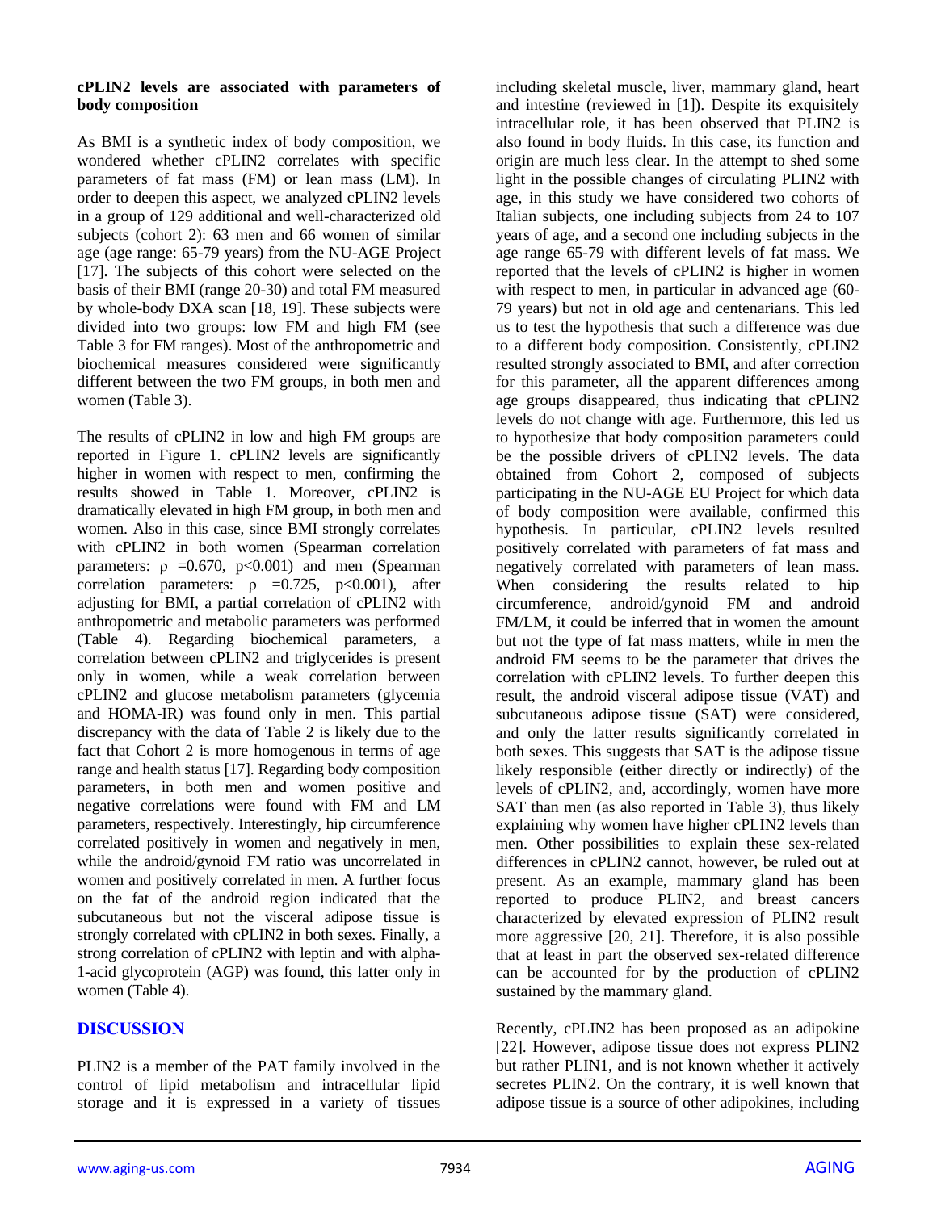**cPLIN2 levels are associated with parameters of body composition**

As BMI is a synthetic index of body composition, we wondered whether cPLIN2 correlates with specific parameters of fat mass (FM) or lean mass (LM). In order to deepen this aspect, we analyzed cPLIN2 levels in a group of 129 additional and well-characterized old subjects (cohort 2): 63 men and 66 women of similar age (age range: 65-79 years) from the NU-AGE Project [17]. The subjects of this cohort were selected on the basis of their BMI (range 20-30) and total FM measured by whole-body DXA scan [18, 19]. These subjects were divided into two groups: low FM and high FM (see Table 3 for FM ranges). Most of the anthropometric and biochemical measures considered were significantly different between the two FM groups, in both men and women (Table 3).

The results of cPLIN2 in low and high FM groups are reported in Figure 1. cPLIN2 levels are significantly higher in women with respect to men, confirming the results showed in Table 1. Moreover, cPLIN2 is dramatically elevated in high FM group, in both men and women. Also in this case, since BMI strongly correlates with cPLIN2 in both women (Spearman correlation parameters: $\rho$ =0.670, $p<0.001$) and men (Spearman correlation parameters: $\rho$ =0.725, $p<0.001$), after adjusting for BMI, a partial correlation of cPLIN2 with anthropometric and metabolic parameters was performed (Table 4). Regarding biochemical parameters, a correlation between cPLIN2 and triglycerides is present only in women, while a weak correlation between cPLIN2 and glucose metabolism parameters (glycemia and HOMA-IR) was found only in men. This partial discrepancy with the data of Table 2 is likely due to the fact that Cohort 2 is more homogenous in terms of age range and health status [17]. Regarding body composition parameters, in both men and women positive and negative correlations were found with FM and LM parameters, respectively. Interestingly, hip circumference correlated positively in women and negatively in men, while the android/gynoid FM ratio was uncorrelated in women and positively correlated in men. A further focus on the fat of the android region indicated that the subcutaneous but not the visceral adipose tissue is strongly correlated with cPLIN2 in both sexes. Finally, a strong correlation of cPLIN2 with leptin and with alpha-1-acid glycoprotein (AGP) was found, this latter only in women (Table 4).

## DISCUSSION

PLIN2 is a member of the PAT family involved in the control of lipid metabolism and intracellular lipid storage and it is expressed in a variety of tissues including skeletal muscle, liver, mammary gland, heart and intestine (reviewed in [1]). Despite its exquisitely intracellular role, it has been observed that PLIN2 is also found in body fluids. In this case, its function and origin are much less clear. In the attempt to shed some light in the possible changes of circulating PLIN2 with age, in this study we have considered two cohorts of Italian subjects, one including subjects from 24 to 107 years of age, and a second one including subjects in the age range 65-79 with different levels of fat mass. We reported that the levels of cPLIN2 is higher in women with respect to men, in particular in advanced age (60-79 years) but not in old age and centenarians. This led us to test the hypothesis that such a difference was due to a different body composition. Consistently, cPLIN2 resulted strongly associated to BMI, and after correction for this parameter, all the apparent differences among age groups disappeared, thus indicating that cPLIN2 levels do not change with age. Furthermore, this led us to hypothesize that body composition parameters could be the possible drivers of cPLIN2 levels. The data obtained from Cohort 2, composed of subjects participating in the NU-AGE EU Project for which data of body composition were available, confirmed this hypothesis. In particular, cPLIN2 levels resulted positively correlated with parameters of fat mass and negatively correlated with parameters of lean mass. When considering the results related to hip circumference, android/gynoid FM and android FM/LM, it could be inferred that in women the amount but not the type of fat mass matters, while in men the android FM seems to be the parameter that drives the correlation with cPLIN2 levels. To further deepen this result, the android visceral adipose tissue (VAT) and subcutaneous adipose tissue (SAT) were considered, and only the latter results significantly correlated in both sexes. This suggests that SAT is the adipose tissue likely responsible (either directly or indirectly) of the levels of cPLIN2, and, accordingly, women have more SAT than men (as also reported in Table 3), thus likely explaining why women have higher cPLIN2 levels than men. Other possibilities to explain these sex-related differences in cPLIN2 cannot, however, be ruled out at present. As an example, mammary gland has been reported to produce PLIN2, and breast cancers characterized by elevated expression of PLIN2 result more aggressive [20, 21]. Therefore, it is also possible that at least in part the observed sex-related difference can be accounted for by the production of cPLIN2 sustained by the mammary gland.

Recently, cPLIN2 has been proposed as an adipokine [22]. However, adipose tissue does not express PLIN2 but rather PLIN1, and is not known whether it actively secretes PLIN2. On the contrary, it is well known that adipose tissue is a source of other adipokines, including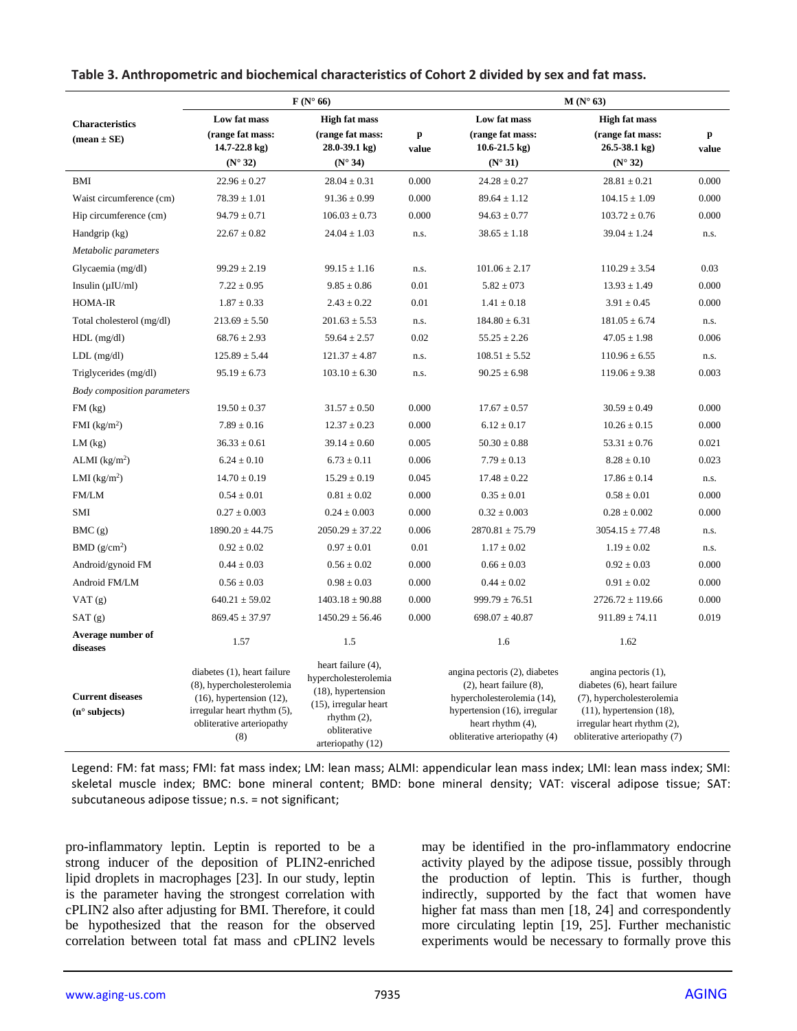**Table 3. Anthropometric and biochemical characteristics of Cohort 2 divided by sex and fat mass.**

| Characteristics (mean ± SE) | F (N° 66) | | | M (N° 63) | | |
|---|---|---|---|---|---|---|
| | Low fat mass (range fat mass: 14.7-22.8 kg) (N° 32) | High fat mass (range fat mass: 28.0-39.1 kg) (N° 34) | p value | Low fat mass (range fat mass: 10.6-21.5 kg) (N° 31) | High fat mass (range fat mass: 26.5-38.1 kg) (N° 32) | p value |
| BMI | 22.96 ± 0.27 | 28.04 ± 0.31 | 0.000 | 24.28 ± 0.27 | 28.81 ± 0.21 | 0.000 |
| Waist circumference (cm) | 78.39 ± 1.01 | 91.36 ± 0.99 | 0.000 | 89.64 ± 1.12 | 104.15 ± 1.09 | 0.000 |
| Hip circumference (cm) | 94.79 ± 0.71 | 106.03 ± 0.73 | 0.000 | 94.63 ± 0.77 | 103.72 ± 0.76 | 0.000 |
| Handgrip (kg) | 22.67 ± 0.82 | 24.04 ± 1.03 | n.s. | 38.65 ± 1.18 | 39.04 ± 1.24 | n.s. |
| *Metabolic parameters* | | | | | | |
| Glycaemia (mg/dl) | 99.29 ± 2.19 | 99.15 ± 1.16 | n.s. | 101.06 ± 2.17 | 110.29 ± 3.54 | 0.03 |
| Insulin (μIU/ml) | 7.22 ± 0.95 | 9.85 ± 0.86 | 0.01 | 5.82 ± 073 | 13.93 ± 1.49 | 0.000 |
| HOMA-IR | 1.87 ± 0.33 | 2.43 ± 0.22 | 0.01 | 1.41 ± 0.18 | 3.91 ± 0.45 | 0.000 |
| Total cholesterol (mg/dl) | 213.69 ± 5.50 | 201.63 ± 5.53 | n.s. | 184.80 ± 6.31 | 181.05 ± 6.74 | n.s. |
| HDL (mg/dl) | 68.76 ± 2.93 | 59.64 ± 2.57 | 0.02 | 55.25 ± 2.26 | 47.05 ± 1.98 | 0.006 |
| LDL (mg/dl) | 125.89 ± 5.44 | 121.37 ± 4.87 | n.s. | 108.51 ± 5.52 | 110.96 ± 6.55 | n.s. |
| Triglycerides (mg/dl) | 95.19 ± 6.73 | 103.10 ± 6.30 | n.s. | 90.25 ± 6.98 | 119.06 ± 9.38 | 0.003 |
| *Body composition parameters* | | | | | | |
| FM (kg) | 19.50 ± 0.37 | 31.57 ± 0.50 | 0.000 | 17.67 ± 0.57 | 30.59 ± 0.49 | 0.000 |
| FMI (kg/m$^2$) | 7.89 ± 0.16 | 12.37 ± 0.23 | 0.000 | 6.12 ± 0.17 | 10.26 ± 0.15 | 0.000 |
| LM (kg) | 36.33 ± 0.61 | 39.14 ± 0.60 | 0.005 | 50.30 ± 0.88 | 53.31 ± 0.76 | 0.021 |
| ALMI (kg/m$^2$) | 6.24 ± 0.10 | 6.73 ± 0.11 | 0.006 | 7.79 ± 0.13 | 8.28 ± 0.10 | 0.023 |
| LMI (kg/m$^2$) | 14.70 ± 0.19 | 15.29 ± 0.19 | 0.045 | 17.48 ± 0.22 | 17.86 ± 0.14 | n.s. |
| FM/LM | 0.54 ± 0.01 | 0.81 ± 0.02 | 0.000 | 0.35 ± 0.01 | 0.58 ± 0.01 | 0.000 |
| SMI | 0.27 ± 0.003 | 0.24 ± 0.003 | 0.000 | 0.32 ± 0.003 | 0.28 ± 0.002 | 0.000 |
| BMC (g) | 1890.20 ± 44.75 | 2050.29 ± 37.22 | 0.006 | 2870.81 ± 75.79 | 3054.15 ± 77.48 | n.s. |
| BMD (g/cm$^2$) | 0.92 ± 0.02 | 0.97 ± 0.01 | 0.01 | 1.17 ± 0.02 | 1.19 ± 0.02 | n.s. |
| Android/gynoid FM | 0.44 ± 0.03 | 0.56 ± 0.02 | 0.000 | 0.66 ± 0.03 | 0.92 ± 0.03 | 0.000 |
| Android FM/LM | 0.56 ± 0.03 | 0.98 ± 0.03 | 0.000 | 0.44 ± 0.02 | 0.91 ± 0.02 | 0.000 |
| VAT (g) | 640.21 ± 59.02 | 1403.18 ± 90.88 | 0.000 | 999.79 ± 76.51 | 2726.72 ± 119.66 | 0.000 |
| SAT (g) | 869.45 ± 37.97 | 1450.29 ± 56.46 | 0.000 | 698.07 ± 40.87 | 911.89 ± 74.11 | 0.019 |
| **Average number of diseases** | 1.57 | 1.5 | | 1.6 | 1.62 | |
| **Current diseases (n° subjects)** | diabetes (1), heart failure (8), hypercholesterolemia (16), hypertension (12), irregular heart rhythm (5), obliterative arteriopathy (8) | heart failure (4), hypercholesterolemia (18), hypertension (15), irregular heart rhythm (2), obliterative arteriopathy (12) | | angina pectoris (2), diabetes (2), heart failure (8), hypercholesterolemia (14), hypertension (16), irregular heart rhythm (4), obliterative arteriopathy (4) | angina pectoris (1), diabetes (6), heart failure (7), hypercholesterolemia (11), hypertension (18), irregular heart rhythm (2), obliterative arteriopathy (7) | |

Legend: FM: fat mass; FMI: fat mass index; LM: lean mass; ALMI: appendicular lean mass index; LMI: lean mass index; SMI: skeletal muscle index; BMC: bone mineral content; BMD: bone mineral density; VAT: visceral adipose tissue; SAT: subcutaneous adipose tissue; n.s. = not significant;

pro-inflammatory leptin. Leptin is reported to be a strong inducer of the deposition of PLIN2-enriched lipid droplets in macrophages [23]. In our study, leptin is the parameter having the strongest correlation with cPLIN2 also after adjusting for BMI. Therefore, it could be hypothesized that the reason for the observed correlation between total fat mass and cPLIN2 levels may be identified in the pro-inflammatory endocrine activity played by the adipose tissue, possibly through the production of leptin. This is further, though indirectly, supported by the fact that women have higher fat mass than men [18, 24] and correspondently more circulating leptin [19, 25]. Further mechanistic experiments would be necessary to formally prove this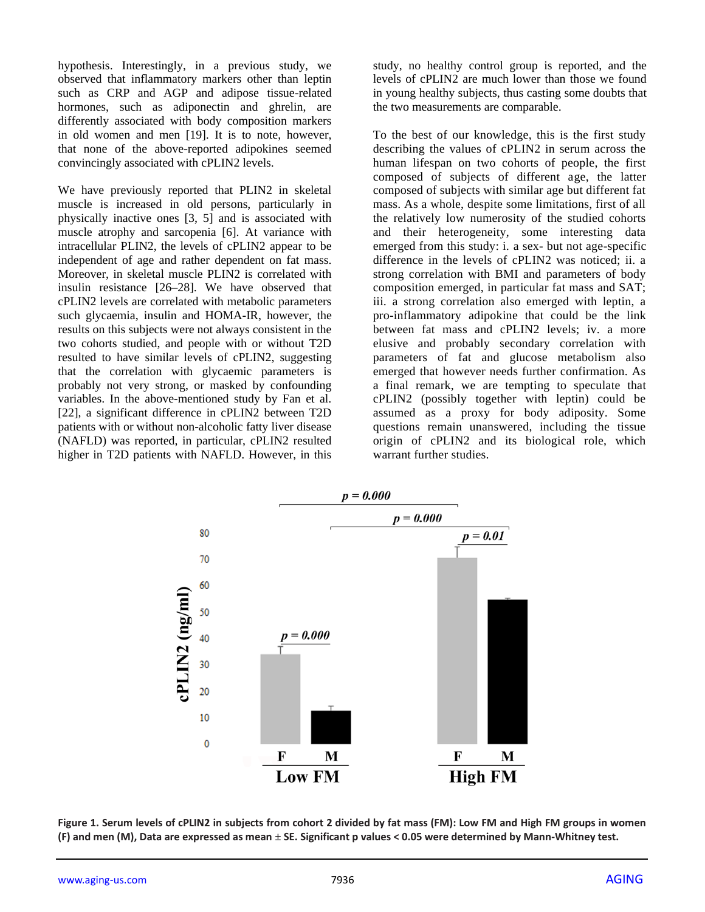hypothesis. Interestingly, in a previous study, we observed that inflammatory markers other than leptin such as CRP and AGP and adipose tissue-related hormones, such as adiponectin and ghrelin, are differently associated with body composition markers in old women and men [19]. It is to note, however, that none of the above-reported adipokines seemed convincingly associated with cPLIN2 levels.

We have previously reported that PLIN2 in skeletal muscle is increased in old persons, particularly in physically inactive ones [3, 5] and is associated with muscle atrophy and sarcopenia [6]. At variance with intracellular PLIN2, the levels of cPLIN2 appear to be independent of age and rather dependent on fat mass. Moreover, in skeletal muscle PLIN2 is correlated with insulin resistance [26–28]. We have observed that cPLIN2 levels are correlated with metabolic parameters such glycaemia, insulin and HOMA-IR, however, the results on this subjects were not always consistent in the two cohorts studied, and people with or without T2D resulted to have similar levels of cPLIN2, suggesting that the correlation with glycaemic parameters is probably not very strong, or masked by confounding variables. In the above-mentioned study by Fan et al. [22], a significant difference in cPLIN2 between T2D patients with or without non-alcoholic fatty liver disease (NAFLD) was reported, in particular, cPLIN2 resulted higher in T2D patients with NAFLD. However, in this study, no healthy control group is reported, and the levels of cPLIN2 are much lower than those we found in young healthy subjects, thus casting some doubts that the two measurements are comparable.

To the best of our knowledge, this is the first study describing the values of cPLIN2 in serum across the human lifespan on two cohorts of people, the first composed of subjects of different age, the latter composed of subjects with similar age but different fat mass. As a whole, despite some limitations, first of all the relatively low numerosity of the studied cohorts and their heterogeneity, some interesting data emerged from this study: i. a sex- but not age-specific difference in the levels of cPLIN2 was noticed; ii. a strong correlation with BMI and parameters of body composition emerged, in particular fat mass and SAT; iii. a strong correlation also emerged with leptin, a pro-inflammatory adipokine that could be the link between fat mass and cPLIN2 levels; iv. a more elusive and probably secondary correlation with parameters of fat and glucose metabolism also emerged that however needs further confirmation. As a final remark, we are tempting to speculate that cPLIN2 (possibly together with leptin) could be assumed as a proxy for body adiposity. Some questions remain unanswered, including the tissue origin of cPLIN2 and its biological role, which warrant further studies.

**Figure 1. Serum levels of cPLIN2 in subjects from cohort 2 divided by fat mass (FM): Low FM and High FM groups in women (F) and men (M), Data are expressed as mean ± SE. Significant p values < 0.05 were determined by Mann-Whitney test.**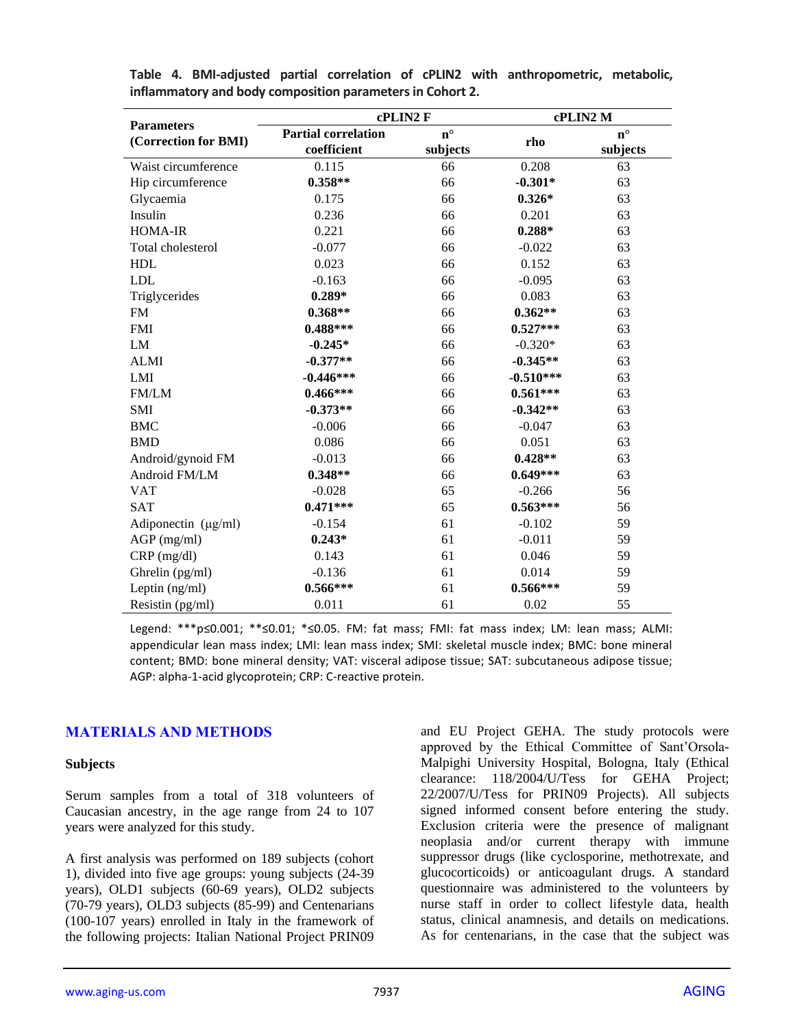**Table 4. BMI-adjusted partial correlation of cPLIN2 with anthropometric, metabolic, inflammatory and body composition parameters in Cohort 2.**

| Parameters (Correction for BMI) | cPLIN2 F | | cPLIN2 M | |
|---|---|---|---|---|
| | Partial correlation coefficient | n° subjects | rho | n° subjects |
| Waist circumference | 0.115 | 66 | 0.208 | 63 |
| Hip circumference | **0.358**** | 66 | **-0.301*** | 63 |
| Glycaemia | 0.175 | 66 | **0.326*** | 63 |
| Insulin | 0.236 | 66 | 0.201 | 63 |
| HOMA-IR | 0.221 | 66 | **0.288*** | 63 |
| Total cholesterol | -0.077 | 66 | -0.022 | 63 |
| HDL | 0.023 | 66 | 0.152 | 63 |
| LDL | -0.163 | 66 | -0.095 | 63 |
| Triglycerides | **0.289*** | 66 | 0.083 | 63 |
| FM | **0.368**** | 66 | **0.362**** | 63 |
| FMI | **0.488***** | 66 | **0.527***** | 63 |
| LM | **-0.245*** | 66 | -0.320* | 63 |
| ALMI | **-0.377**** | 66 | **-0.345**** | 63 |
| LMI | **-0.446***** | 66 | **-0.510***** | 63 |
| FM/LM | **0.466***** | 66 | **0.561***** | 63 |
| SMI | **-0.373**** | 66 | **-0.342**** | 63 |
| BMC | -0.006 | 66 | -0.047 | 63 |
| BMD | 0.086 | 66 | 0.051 | 63 |
| Android/gynoid FM | -0.013 | 66 | **0.428**** | 63 |
| Android FM/LM | **0.348**** | 66 | **0.649***** | 63 |
| VAT | -0.028 | 65 | -0.266 | 56 |
| SAT | **0.471***** | 65 | **0.563***** | 56 |
| Adiponectin (μg/ml) | -0.154 | 61 | -0.102 | 59 |
| AGP (mg/ml) | **0.243*** | 61 | -0.011 | 59 |
| CRP (mg/dl) | 0.143 | 61 | 0.046 | 59 |
| Ghrelin (pg/ml) | -0.136 | 61 | 0.014 | 59 |
| Leptin (ng/ml) | **0.566***** | 61 | **0.566***** | 59 |
| Resistin (pg/ml) | 0.011 | 61 | 0.02 | 55 |

Legend: ***p≤0.001; **≤0.01; *≤0.05. FM: fat mass; FMI: fat mass index; LM: lean mass; ALMI: appendicular lean mass index; LMI: lean mass index; SMI: skeletal muscle index; BMC: bone mineral content; BMD: bone mineral density; VAT: visceral adipose tissue; SAT: subcutaneous adipose tissue; AGP: alpha-1-acid glycoprotein; CRP: C-reactive protein.

## MATERIALS AND METHODS

### Subjects

Serum samples from a total of 318 volunteers of Caucasian ancestry, in the age range from 24 to 107 years were analyzed for this study.

A first analysis was performed on 189 subjects (cohort 1), divided into five age groups: young subjects (24-39 years), OLD1 subjects (60-69 years), OLD2 subjects (70-79 years), OLD3 subjects (85-99) and Centenarians (100-107 years) enrolled in Italy in the framework of the following projects: Italian National Project PRIN09 and EU Project GEHA. The study protocols were approved by the Ethical Committee of Sant'Orsola-Malpighi University Hospital, Bologna, Italy (Ethical clearance: 118/2004/U/Tess for GEHA Project; 22/2007/U/Tess for PRIN09 Projects). All subjects signed informed consent before entering the study. Exclusion criteria were the presence of malignant neoplasia and/or current therapy with immune suppressor drugs (like cyclosporine, methotrexate, and glucocorticoids) or anticoagulant drugs. A standard questionnaire was administered to the volunteers by nurse staff in order to collect lifestyle data, health status, clinical anamnesis, and details on medications. As for centenarians, in the case that the subject was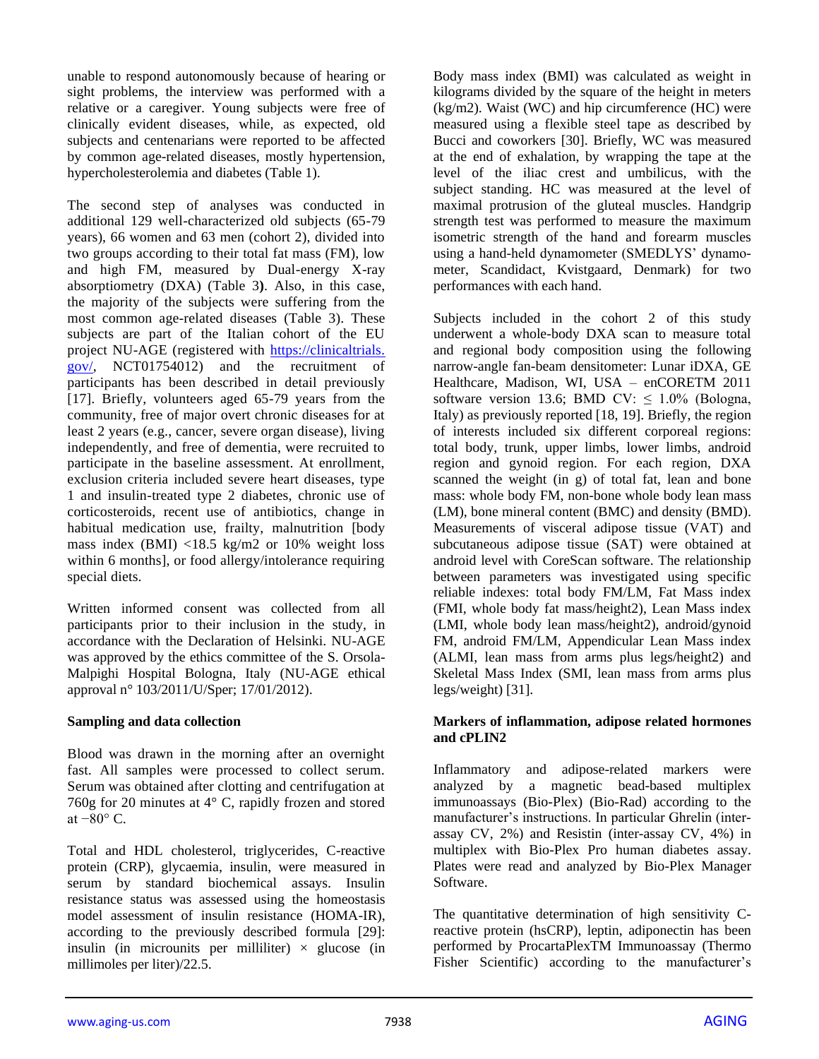unable to respond autonomously because of hearing or sight problems, the interview was performed with a relative or a caregiver. Young subjects were free of clinically evident diseases, while, as expected, old subjects and centenarians were reported to be affected by common age-related diseases, mostly hypertension, hypercholesterolemia and diabetes (Table 1).

The second step of analyses was conducted in additional 129 well-characterized old subjects (65-79 years), 66 women and 63 men (cohort 2), divided into two groups according to their total fat mass (FM), low and high FM, measured by Dual-energy X-ray absorptiometry (DXA) (Table 3**)**. Also, in this case, the majority of the subjects were suffering from the most common age-related diseases (Table 3). These subjects are part of the Italian cohort of the EU project NU-AGE (registered with https://clinicaltrials.gov/, NCT01754012) and the recruitment of participants has been described in detail previously [17]. Briefly, volunteers aged 65-79 years from the community, free of major overt chronic diseases for at least 2 years (e.g., cancer, severe organ disease), living independently, and free of dementia, were recruited to participate in the baseline assessment. At enrollment, exclusion criteria included severe heart diseases, type 1 and insulin-treated type 2 diabetes, chronic use of corticosteroids, recent use of antibiotics, change in habitual medication use, frailty, malnutrition [body mass index (BMI) <18.5 kg/m2 or 10% weight loss within 6 months], or food allergy/intolerance requiring special diets.

Written informed consent was collected from all participants prior to their inclusion in the study, in accordance with the Declaration of Helsinki. NU-AGE was approved by the ethics committee of the S. Orsola-Malpighi Hospital Bologna, Italy (NU-AGE ethical approval n° 103/2011/U/Sper; 17/01/2012).

**Sampling and data collection**

Blood was drawn in the morning after an overnight fast. All samples were processed to collect serum. Serum was obtained after clotting and centrifugation at 760g for 20 minutes at 4° C, rapidly frozen and stored at −80° C.

Total and HDL cholesterol, triglycerides, C-reactive protein (CRP), glycaemia, insulin, were measured in serum by standard biochemical assays. Insulin resistance status was assessed using the homeostasis model assessment of insulin resistance (HOMA-IR), according to the previously described formula [29]: insulin (in microunits per milliliter) × glucose (in millimoles per liter)/22.5.

Body mass index (BMI) was calculated as weight in kilograms divided by the square of the height in meters (kg/m2). Waist (WC) and hip circumference (HC) were measured using a flexible steel tape as described by Bucci and coworkers [30]. Briefly, WC was measured at the end of exhalation, by wrapping the tape at the level of the iliac crest and umbilicus, with the subject standing. HC was measured at the level of maximal protrusion of the gluteal muscles. Handgrip strength test was performed to measure the maximum isometric strength of the hand and forearm muscles using a hand-held dynamometer (SMEDLYS' dynamometer, Scandidact, Kvistgaard, Denmark) for two performances with each hand.

Subjects included in the cohort 2 of this study underwent a whole-body DXA scan to measure total and regional body composition using the following narrow-angle fan-beam densitometer: Lunar iDXA, GE Healthcare, Madison, WI, USA – enCORETM 2011 software version 13.6; BMD CV: ≤ 1.0% (Bologna, Italy) as previously reported [18, 19]. Briefly, the region of interests included six different corporeal regions: total body, trunk, upper limbs, lower limbs, android region and gynoid region. For each region, DXA scanned the weight (in g) of total fat, lean and bone mass: whole body FM, non-bone whole body lean mass (LM), bone mineral content (BMC) and density (BMD). Measurements of visceral adipose tissue (VAT) and subcutaneous adipose tissue (SAT) were obtained at android level with CoreScan software. The relationship between parameters was investigated using specific reliable indexes: total body FM/LM, Fat Mass index (FMI, whole body fat mass/height2), Lean Mass index (LMI, whole body lean mass/height2), android/gynoid FM, android FM/LM, Appendicular Lean Mass index (ALMI, lean mass from arms plus legs/height2) and Skeletal Mass Index (SMI, lean mass from arms plus legs/weight) [31].

**Markers of inflammation, adipose related hormones and cPLIN2**

Inflammatory and adipose-related markers were analyzed by a magnetic bead-based multiplex immunoassays (Bio-Plex) (Bio-Rad) according to the manufacturer's instructions. In particular Ghrelin (inter-assay CV, 2%) and Resistin (inter-assay CV, 4%) in multiplex with Bio-Plex Pro human diabetes assay. Plates were read and analyzed by Bio-Plex Manager Software.

The quantitative determination of high sensitivity C-reactive protein (hsCRP), leptin, adiponectin has been performed by ProcartaPlexTM Immunoassay (Thermo Fisher Scientific) according to the manufacturer's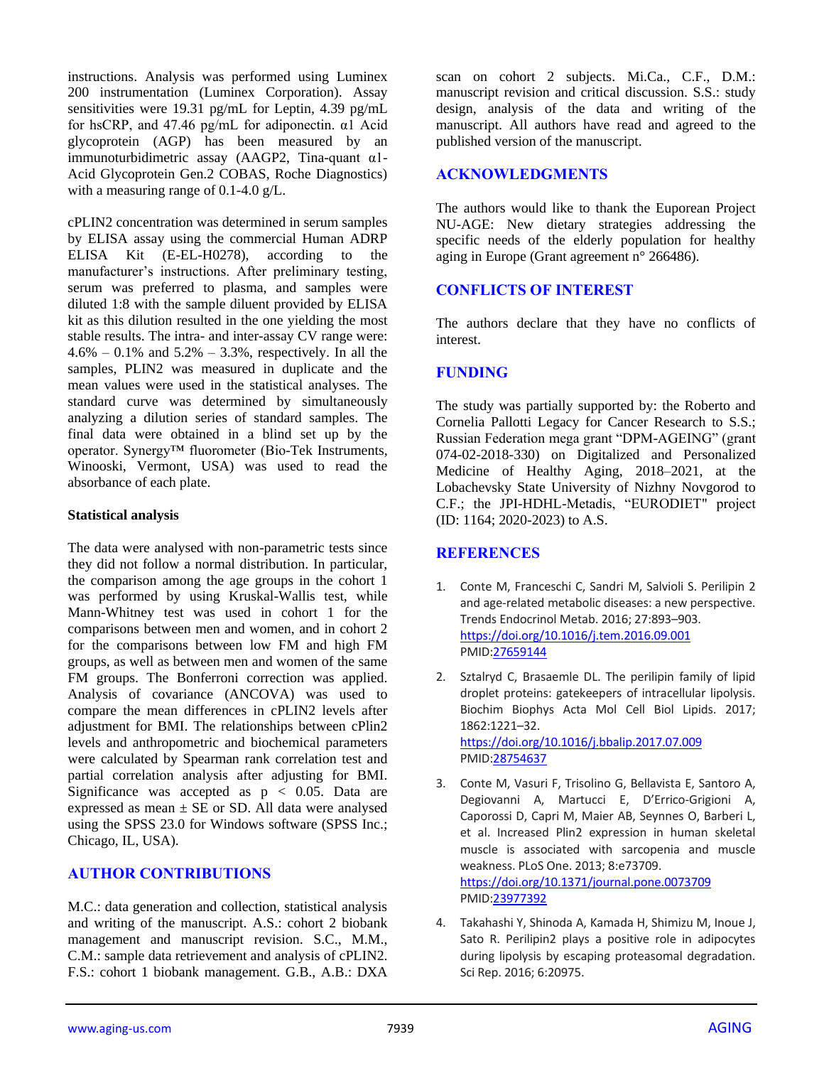instructions. Analysis was performed using Luminex 200 instrumentation (Luminex Corporation). Assay sensitivities were 19.31 pg/mL for Leptin, 4.39 pg/mL for hsCRP, and 47.46 pg/mL for adiponectin. α1 Acid glycoprotein (AGP) has been measured by an immunoturbidimetric assay (AAGP2, Tina-quant α1-Acid Glycoprotein Gen.2 COBAS, Roche Diagnostics) with a measuring range of 0.1-4.0 g/L.

cPLIN2 concentration was determined in serum samples by ELISA assay using the commercial Human ADRP ELISA Kit (E-EL-H0278), according to the manufacturer's instructions. After preliminary testing, serum was preferred to plasma, and samples were diluted 1:8 with the sample diluent provided by ELISA kit as this dilution resulted in the one yielding the most stable results. The intra- and inter-assay CV range were: 4.6% – 0.1% and 5.2% – 3.3%, respectively. In all the samples, PLIN2 was measured in duplicate and the mean values were used in the statistical analyses. The standard curve was determined by simultaneously analyzing a dilution series of standard samples. The final data were obtained in a blind set up by the operator. Synergy™ fluorometer (Bio-Tek Instruments, Winooski, Vermont, USA) was used to read the absorbance of each plate.

**Statistical analysis**

The data were analysed with non-parametric tests since they did not follow a normal distribution. In particular, the comparison among the age groups in the cohort 1 was performed by using Kruskal-Wallis test, while Mann-Whitney test was used in cohort 1 for the comparisons between men and women, and in cohort 2 for the comparisons between low FM and high FM groups, as well as between men and women of the same FM groups. The Bonferroni correction was applied. Analysis of covariance (ANCOVA) was used to compare the mean differences in cPLIN2 levels after adjustment for BMI. The relationships between cPlin2 levels and anthropometric and biochemical parameters were calculated by Spearman rank correlation test and partial correlation analysis after adjusting for BMI. Significance was accepted as $p < 0.05$. Data are expressed as mean ± SE or SD. All data were analysed using the SPSS 23.0 for Windows software (SPSS Inc.; Chicago, IL, USA).

## AUTHOR CONTRIBUTIONS

M.C.: data generation and collection, statistical analysis and writing of the manuscript. A.S.: cohort 2 biobank management and manuscript revision. S.C., M.M., C.M.: sample data retrievement and analysis of cPLIN2. F.S.: cohort 1 biobank management. G.B., A.B.: DXA scan on cohort 2 subjects. Mi.Ca., C.F., D.M.: manuscript revision and critical discussion. S.S.: study design, analysis of the data and writing of the manuscript. All authors have read and agreed to the published version of the manuscript.

## ACKNOWLEDGMENTS

The authors would like to thank the Euporean Project NU-AGE: New dietary strategies addressing the specific needs of the elderly population for healthy aging in Europe (Grant agreement n° 266486).

## CONFLICTS OF INTEREST

The authors declare that they have no conflicts of interest.

## FUNDING

The study was partially supported by: the Roberto and Cornelia Pallotti Legacy for Cancer Research to S.S.; Russian Federation mega grant "DPM-AGEING" (grant 074-02-2018-330) on Digitalized and Personalized Medicine of Healthy Aging, 2018–2021, at the Lobachevsky State University of Nizhny Novgorod to C.F.; the JPI-HDHL-Metadis, "EURODIET" project (ID: 1164; 2020-2023) to A.S.

## REFERENCES

1. Conte M, Franceschi C, Sandri M, Salvioli S. Perilipin 2 and age-related metabolic diseases: a new perspective. Trends Endocrinol Metab. 2016; 27:893–903. https://doi.org/10.1016/j.tem.2016.09.001 PMID:27659144

2. Sztalryd C, Brasaemle DL. The perilipin family of lipid droplet proteins: gatekeepers of intracellular lipolysis. Biochim Biophys Acta Mol Cell Biol Lipids. 2017; 1862:1221–32. https://doi.org/10.1016/j.bbalip.2017.07.009 PMID:28754637

3. Conte M, Vasuri F, Trisolino G, Bellavista E, Santoro A, Degiovanni A, Martucci E, D'Errico-Grigioni A, Caporossi D, Capri M, Maier AB, Seynnes O, Barberi L, et al. Increased Plin2 expression in human skeletal muscle is associated with sarcopenia and muscle weakness. PLoS One. 2013; 8:e73709. https://doi.org/10.1371/journal.pone.0073709 PMID:23977392

4. Takahashi Y, Shinoda A, Kamada H, Shimizu M, Inoue J, Sato R. Perilipin2 plays a positive role in adipocytes during lipolysis by escaping proteasomal degradation. Sci Rep. 2016; 6:20975.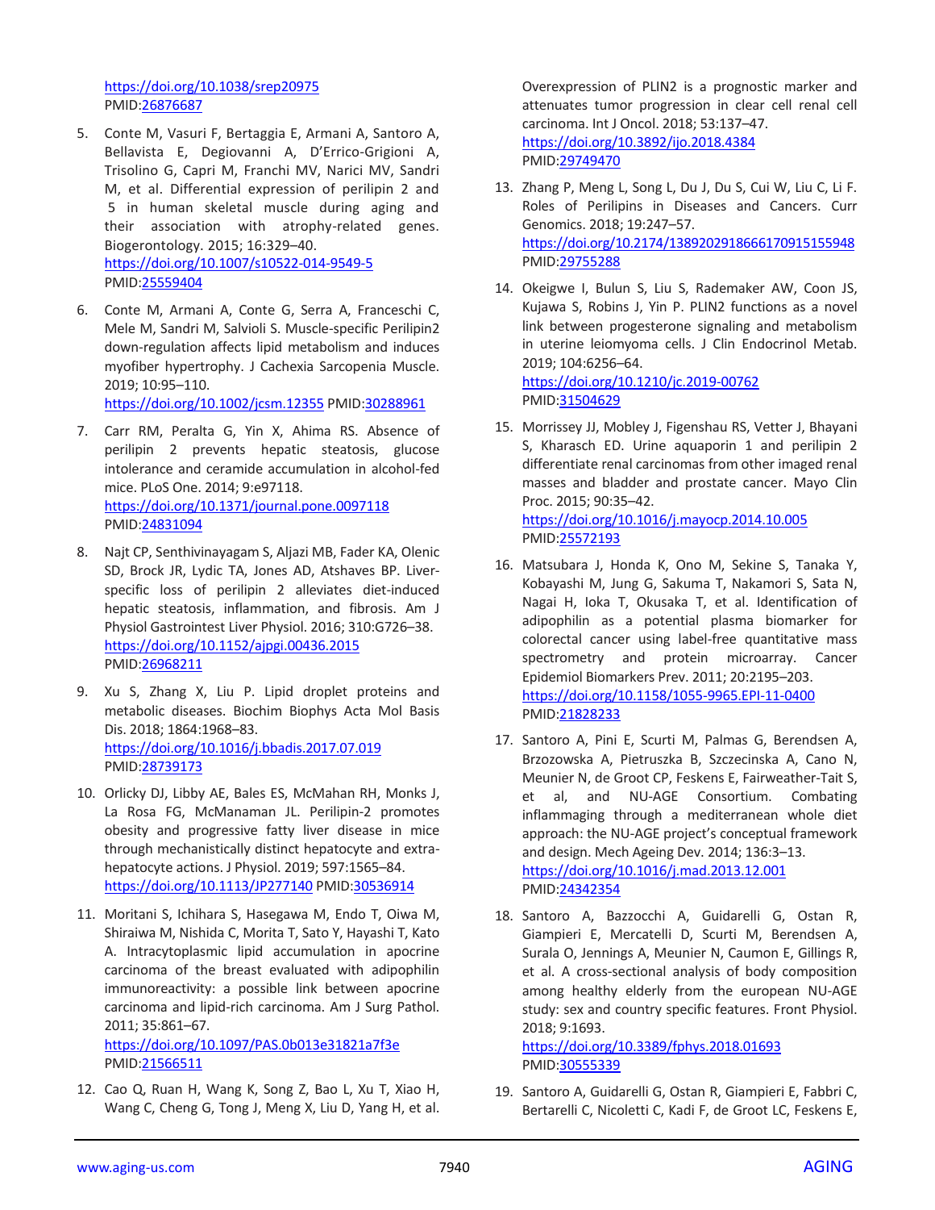https://doi.org/10.1038/srep20975
PMID:26876687

5. Conte M, Vasuri F, Bertaggia E, Armani A, Santoro A, Bellavista E, Degiovanni A, D'Errico-Grigioni A, Trisolino G, Capri M, Franchi MV, Narici MV, Sandri M, et al. Differential expression of perilipin 2 and 5 in human skeletal muscle during aging and their association with atrophy-related genes. Biogerontology. 2015; 16:329–40. https://doi.org/10.1007/s10522-014-9549-5 PMID:25559404

6. Conte M, Armani A, Conte G, Serra A, Franceschi C, Mele M, Sandri M, Salvioli S. Muscle-specific Perilipin2 down-regulation affects lipid metabolism and induces myofiber hypertrophy. J Cachexia Sarcopenia Muscle. 2019; 10:95–110. https://doi.org/10.1002/jcsm.12355 PMID:30288961

7. Carr RM, Peralta G, Yin X, Ahima RS. Absence of perilipin 2 prevents hepatic steatosis, glucose intolerance and ceramide accumulation in alcohol-fed mice. PLoS One. 2014; 9:e97118. https://doi.org/10.1371/journal.pone.0097118 PMID:24831094

8. Najt CP, Senthivinayagam S, Aljazi MB, Fader KA, Olenic SD, Brock JR, Lydic TA, Jones AD, Atshaves BP. Liver-specific loss of perilipin 2 alleviates diet-induced hepatic steatosis, inflammation, and fibrosis. Am J Physiol Gastrointest Liver Physiol. 2016; 310:G726–38. https://doi.org/10.1152/ajpgi.00436.2015 PMID:26968211

9. Xu S, Zhang X, Liu P. Lipid droplet proteins and metabolic diseases. Biochim Biophys Acta Mol Basis Dis. 2018; 1864:1968–83. https://doi.org/10.1016/j.bbadis.2017.07.019 PMID:28739173

10. Orlicky DJ, Libby AE, Bales ES, McMahan RH, Monks J, La Rosa FG, McManaman JL. Perilipin-2 promotes obesity and progressive fatty liver disease in mice through mechanistically distinct hepatocyte and extra-hepatocyte actions. J Physiol. 2019; 597:1565–84. https://doi.org/10.1113/JP277140 PMID:30536914

11. Moritani S, Ichihara S, Hasegawa M, Endo T, Oiwa M, Shiraiwa M, Nishida C, Morita T, Sato Y, Hayashi T, Kato A. Intracytoplasmic lipid accumulation in apocrine carcinoma of the breast evaluated with adipophilin immunoreactivity: a possible link between apocrine carcinoma and lipid-rich carcinoma. Am J Surg Pathol. 2011; 35:861–67. https://doi.org/10.1097/PAS.0b013e31821a7f3e PMID:21566511

12. Cao Q, Ruan H, Wang K, Song Z, Bao L, Xu T, Xiao H, Wang C, Cheng G, Tong J, Meng X, Liu D, Yang H, et al. Overexpression of PLIN2 is a prognostic marker and attenuates tumor progression in clear cell renal cell carcinoma. Int J Oncol. 2018; 53:137–47. https://doi.org/10.3892/ijo.2018.4384 PMID:29749470

13. Zhang P, Meng L, Song L, Du J, Du S, Cui W, Liu C, Li F. Roles of Perilipins in Diseases and Cancers. Curr Genomics. 2018; 19:247–57. https://doi.org/10.2174/1389202918666170915155948 PMID:29755288

14. Okeigwe I, Bulun S, Liu S, Rademaker AW, Coon JS, Kujawa S, Robins J, Yin P. PLIN2 functions as a novel link between progesterone signaling and metabolism in uterine leiomyoma cells. J Clin Endocrinol Metab. 2019; 104:6256–64. https://doi.org/10.1210/jc.2019-00762 PMID:31504629

15. Morrissey JJ, Mobley J, Figenshau RS, Vetter J, Bhayani S, Kharasch ED. Urine aquaporin 1 and perilipin 2 differentiate renal carcinomas from other imaged renal masses and bladder and prostate cancer. Mayo Clin Proc. 2015; 90:35–42. https://doi.org/10.1016/j.mayocp.2014.10.005 PMID:25572193

16. Matsubara J, Honda K, Ono M, Sekine S, Tanaka Y, Kobayashi M, Jung G, Sakuma T, Nakamori S, Sata N, Nagai H, Ioka T, Okusaka T, et al. Identification of adipophilin as a potential plasma biomarker for colorectal cancer using label-free quantitative mass spectrometry and protein microarray. Cancer Epidemiol Biomarkers Prev. 2011; 20:2195–203. https://doi.org/10.1158/1055-9965.EPI-11-0400 PMID:21828233

17. Santoro A, Pini E, Scurti M, Palmas G, Berendsen A, Brzozowska A, Pietruszka B, Szczecinska A, Cano N, Meunier N, de Groot CP, Feskens E, Fairweather-Tait S, et al, and NU-AGE Consortium. Combating inflammaging through a mediterranean whole diet approach: the NU-AGE project's conceptual framework and design. Mech Ageing Dev. 2014; 136:3–13. https://doi.org/10.1016/j.mad.2013.12.001 PMID:24342354

18. Santoro A, Bazzocchi A, Guidarelli G, Ostan R, Giampieri E, Mercatelli D, Scurti M, Berendsen A, Surala O, Jennings A, Meunier N, Caumon E, Gillings R, et al. A cross-sectional analysis of body composition among healthy elderly from the european NU-AGE study: sex and country specific features. Front Physiol. 2018; 9:1693. https://doi.org/10.3389/fphys.2018.01693 PMID:30555339

19. Santoro A, Guidarelli G, Ostan R, Giampieri E, Fabbri C, Bertarelli C, Nicoletti C, Kadi F, de Groot LC, Feskens E,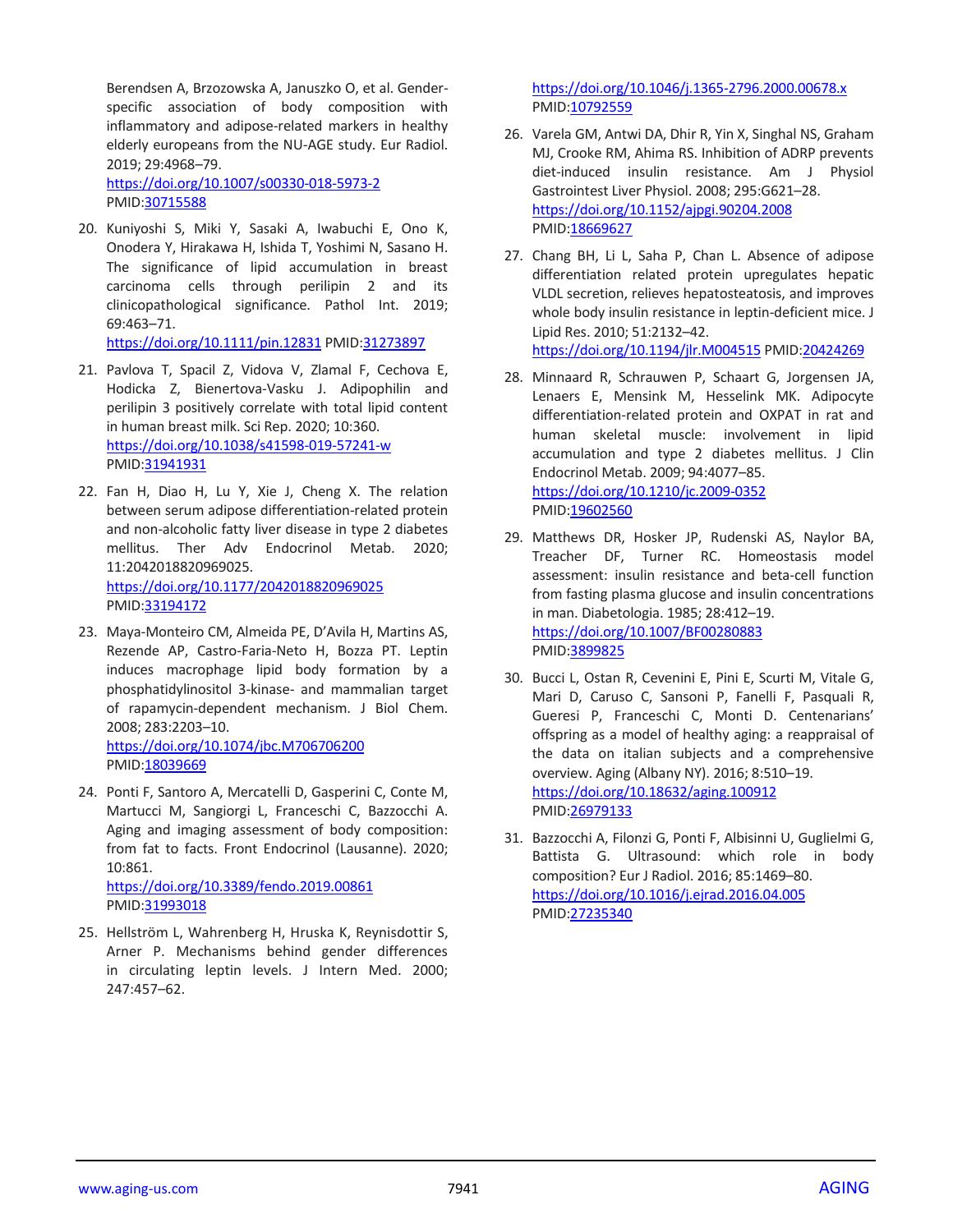Berendsen A, Brzozowska A, Januszko O, et al. Gender-specific association of body composition with inflammatory and adipose-related markers in healthy elderly europeans from the NU-AGE study. Eur Radiol. 2019; 29:4968–79.
https://doi.org/10.1007/s00330-018-5973-2
PMID:30715588

20. Kuniyoshi S, Miki Y, Sasaki A, Iwabuchi E, Ono K, Onodera Y, Hirakawa H, Ishida T, Yoshimi N, Sasano H. The significance of lipid accumulation in breast carcinoma cells through perilipin 2 and its clinicopathological significance. Pathol Int. 2019; 69:463–71.
https://doi.org/10.1111/pin.12831 PMID:31273897

21. Pavlova T, Spacil Z, Vidova V, Zlamal F, Cechova E, Hodicka Z, Bienertova-Vasku J. Adipophilin and perilipin 3 positively correlate with total lipid content in human breast milk. Sci Rep. 2020; 10:360.
https://doi.org/10.1038/s41598-019-57241-w
PMID:31941931

22. Fan H, Diao H, Lu Y, Xie J, Cheng X. The relation between serum adipose differentiation-related protein and non-alcoholic fatty liver disease in type 2 diabetes mellitus. Ther Adv Endocrinol Metab. 2020; 11:2042018820969025.
https://doi.org/10.1177/2042018820969025
PMID:33194172

23. Maya-Monteiro CM, Almeida PE, D'Avila H, Martins AS, Rezende AP, Castro-Faria-Neto H, Bozza PT. Leptin induces macrophage lipid body formation by a phosphatidylinositol 3-kinase- and mammalian target of rapamycin-dependent mechanism. J Biol Chem. 2008; 283:2203–10.
https://doi.org/10.1074/jbc.M706706200
PMID:18039669

24. Ponti F, Santoro A, Mercatelli D, Gasperini C, Conte M, Martucci M, Sangiorgi L, Franceschi C, Bazzocchi A. Aging and imaging assessment of body composition: from fat to facts. Front Endocrinol (Lausanne). 2020; 10:861.
https://doi.org/10.3389/fendo.2019.00861
PMID:31993018

25. Hellström L, Wahrenberg H, Hruska K, Reynisdottir S, Arner P. Mechanisms behind gender differences in circulating leptin levels. J Intern Med. 2000; 247:457–62.
https://doi.org/10.1046/j.1365-2796.2000.00678.x
PMID:10792559

26. Varela GM, Antwi DA, Dhir R, Yin X, Singhal NS, Graham MJ, Crooke RM, Ahima RS. Inhibition of ADRP prevents diet-induced insulin resistance. Am J Physiol Gastrointest Liver Physiol. 2008; 295:G621–28.
https://doi.org/10.1152/ajpgi.90204.2008
PMID:18669627

27. Chang BH, Li L, Saha P, Chan L. Absence of adipose differentiation related protein upregulates hepatic VLDL secretion, relieves hepatosteatosis, and improves whole body insulin resistance in leptin-deficient mice. J Lipid Res. 2010; 51:2132–42.
https://doi.org/10.1194/jlr.M004515 PMID:20424269

28. Minnaard R, Schrauwen P, Schaart G, Jorgensen JA, Lenaers E, Mensink M, Hesselink MK. Adipocyte differentiation-related protein and OXPAT in rat and human skeletal muscle: involvement in lipid accumulation and type 2 diabetes mellitus. J Clin Endocrinol Metab. 2009; 94:4077–85.
https://doi.org/10.1210/jc.2009-0352
PMID:19602560

29. Matthews DR, Hosker JP, Rudenski AS, Naylor BA, Treacher DF, Turner RC. Homeostasis model assessment: insulin resistance and beta-cell function from fasting plasma glucose and insulin concentrations in man. Diabetologia. 1985; 28:412–19.
https://doi.org/10.1007/BF00280883
PMID:3899825

30. Bucci L, Ostan R, Cevenini E, Pini E, Scurti M, Vitale G, Mari D, Caruso C, Sansoni P, Fanelli F, Pasquali R, Gueresi P, Franceschi C, Monti D. Centenarians' offspring as a model of healthy aging: a reappraisal of the data on italian subjects and a comprehensive overview. Aging (Albany NY). 2016; 8:510–19.
https://doi.org/10.18632/aging.100912
PMID:26979133

31. Bazzocchi A, Filonzi G, Ponti F, Albisinni U, Guglielmi G, Battista G. Ultrasound: which role in body composition? Eur J Radiol. 2016; 85:1469–80.
https://doi.org/10.1016/j.ejrad.2016.04.005
PMID:27235340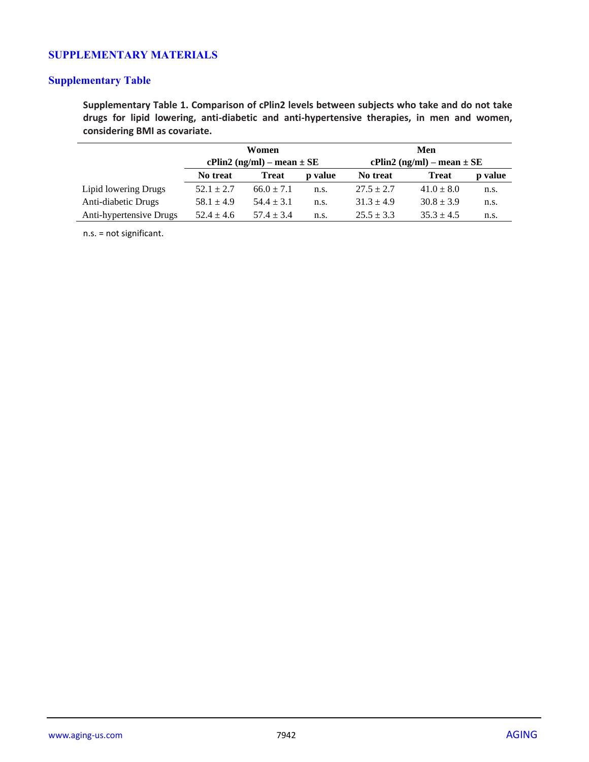## SUPPLEMENTARY MATERIALS

### Supplementary Table

**Supplementary Table 1. Comparison of cPlin2 levels between subjects who take and do not take drugs for lipid lowering, anti-diabetic and anti-hypertensive therapies, in men and women, considering BMI as covariate.**

| | Women cPlin2 (ng/ml) – mean ± SE | | | Men cPlin2 (ng/ml) – mean ± SE | | |
|---|---|---|---|---|---|---|
| | **No treat** | **Treat** | **p value** | **No treat** | **Treat** | **p value** |
| Lipid lowering Drugs | 52.1 ± 2.7 | 66.0 ± 7.1 | n.s. | 27.5 ± 2.7 | 41.0 ± 8.0 | n.s. |
| Anti-diabetic Drugs | 58.1 ± 4.9 | 54.4 ± 3.1 | n.s. | 31.3 ± 4.9 | 30.8 ± 3.9 | n.s. |
| Anti-hypertensive Drugs | 52.4 ± 4.6 | 57.4 ± 3.4 | n.s. | 25.5 ± 3.3 | 35.3 ± 4.5 | n.s. |

n.s. = not significant.